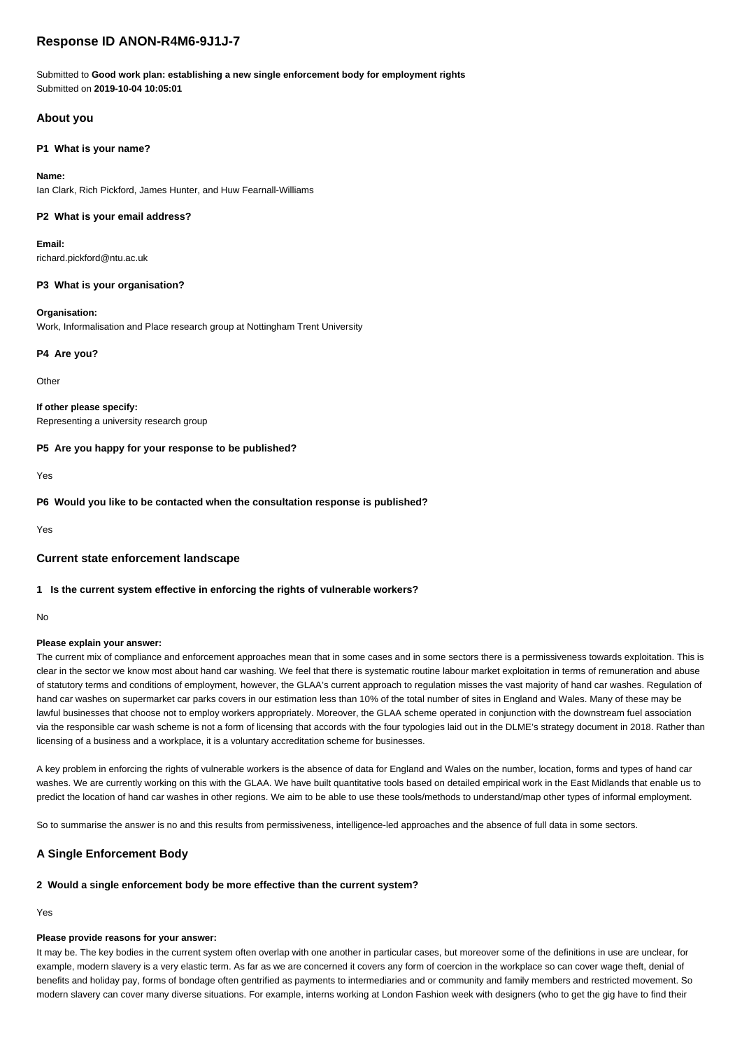# Response ID ANON-R4M6-9J1J-7

Submitted to **Good work plan: establishing a new single enforcement body for employment rights**
Submitted on **2019-10-04 10:05:01**

## About you

### P1 What is your name?

**Name:**
Ian Clark, Rich Pickford, James Hunter, and Huw Fearnall-Williams

### P2 What is your email address?

**Email:**
richard.pickford@ntu.ac.uk

### P3 What is your organisation?

**Organisation:**
Work, Informalisation and Place research group at Nottingham Trent University

### P4 Are you?

Other

**If other please specify:**
Representing a university research group

### P5 Are you happy for your response to be published?

Yes

### P6 Would you like to be contacted when the consultation response is published?

Yes

## Current state enforcement landscape

### 1 Is the current system effective in enforcing the rights of vulnerable workers?

No

**Please explain your answer:**
The current mix of compliance and enforcement approaches mean that in some cases and in some sectors there is a permissiveness towards exploitation. This is clear in the sector we know most about hand car washing. We feel that there is systematic routine labour market exploitation in terms of remuneration and abuse of statutory terms and conditions of employment, however, the GLAA's current approach to regulation misses the vast majority of hand car washes. Regulation of hand car washes on supermarket car parks covers in our estimation less than 10% of the total number of sites in England and Wales. Many of these may be lawful businesses that choose not to employ workers appropriately. Moreover, the GLAA scheme operated in conjunction with the downstream fuel association via the responsible car wash scheme is not a form of licensing that accords with the four typologies laid out in the DLME's strategy document in 2018. Rather than licensing of a business and a workplace, it is a voluntary accreditation scheme for businesses.

A key problem in enforcing the rights of vulnerable workers is the absence of data for England and Wales on the number, location, forms and types of hand car washes. We are currently working on this with the GLAA. We have built quantitative tools based on detailed empirical work in the East Midlands that enable us to predict the location of hand car washes in other regions. We aim to be able to use these tools/methods to understand/map other types of informal employment.

So to summarise the answer is no and this results from permissiveness, intelligence-led approaches and the absence of full data in some sectors.

## A Single Enforcement Body

### 2 Would a single enforcement body be more effective than the current system?

Yes

**Please provide reasons for your answer:**
It may be. The key bodies in the current system often overlap with one another in particular cases, but moreover some of the definitions in use are unclear, for example, modern slavery is a very elastic term. As far as we are concerned it covers any form of coercion in the workplace so can cover wage theft, denial of benefits and holiday pay, forms of bondage often gentrified as payments to intermediaries and or community and family members and restricted movement. So modern slavery can cover many diverse situations. For example, interns working at London Fashion week with designers (who to get the gig have to find their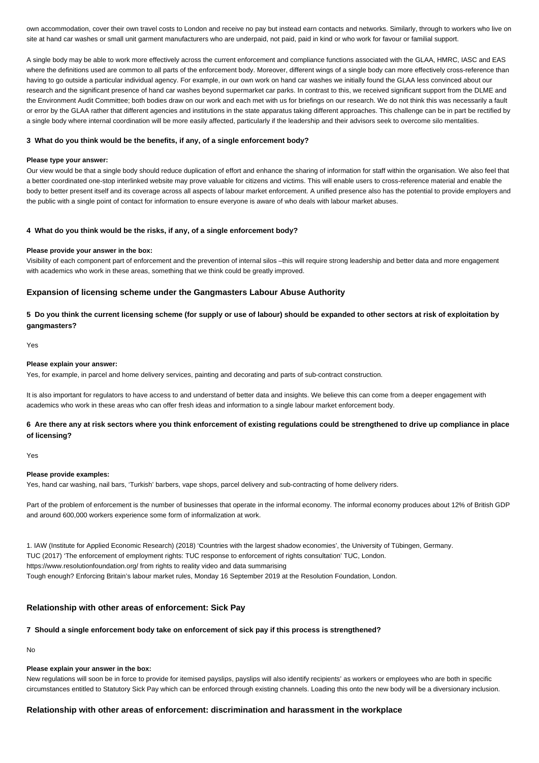own accommodation, cover their own travel costs to London and receive no pay but instead earn contacts and networks. Similarly, through to workers who live on site at hand car washes or small unit garment manufacturers who are underpaid, not paid, paid in kind or who work for favour or familial support.

A single body may be able to work more effectively across the current enforcement and compliance functions associated with the GLAA, HMRC, IASC and EAS where the definitions used are common to all parts of the enforcement body. Moreover, different wings of a single body can more effectively cross-reference than having to go outside a particular individual agency. For example, in our own work on hand car washes we initially found the GLAA less convinced about our research and the significant presence of hand car washes beyond supermarket car parks. In contrast to this, we received significant support from the DLME and the Environment Audit Committee; both bodies draw on our work and each met with us for briefings on our research. We do not think this was necessarily a fault or error by the GLAA rather that different agencies and institutions in the state apparatus taking different approaches. This challenge can be in part be rectified by a single body where internal coordination will be more easily affected, particularly if the leadership and their advisors seek to overcome silo mentalities.

**3 What do you think would be the benefits, if any, of a single enforcement body?**

**Please type your answer:**

Our view would be that a single body should reduce duplication of effort and enhance the sharing of information for staff within the organisation. We also feel that a better coordinated one-stop interlinked website may prove valuable for citizens and victims. This will enable users to cross-reference material and enable the body to better present itself and its coverage across all aspects of labour market enforcement. A unified presence also has the potential to provide employers and the public with a single point of contact for information to ensure everyone is aware of who deals with labour market abuses.

**4 What do you think would be the risks, if any, of a single enforcement body?**

**Please provide your answer in the box:**

Visibility of each component part of enforcement and the prevention of internal silos –this will require strong leadership and better data and more engagement with academics who work in these areas, something that we think could be greatly improved.

## Expansion of licensing scheme under the Gangmasters Labour Abuse Authority

### 5 Do you think the current licensing scheme (for supply or use of labour) should be expanded to other sectors at risk of exploitation by gangmasters?

Yes

**Please explain your answer:**

Yes, for example, in parcel and home delivery services, painting and decorating and parts of sub-contract construction.

It is also important for regulators to have access to and understand of better data and insights. We believe this can come from a deeper engagement with academics who work in these areas who can offer fresh ideas and information to a single labour market enforcement body.

### 6 Are there any at risk sectors where you think enforcement of existing regulations could be strengthened to drive up compliance in place of licensing?

Yes

**Please provide examples:**

Yes, hand car washing, nail bars, 'Turkish' barbers, vape shops, parcel delivery and sub-contracting of home delivery riders.

Part of the problem of enforcement is the number of businesses that operate in the informal economy. The informal economy produces about 12% of British GDP and around 600,000 workers experience some form of informalization at work.

1. IAW (Institute for Applied Economic Research) (2018) 'Countries with the largest shadow economies', the University of Tübingen, Germany.
TUC (2017) 'The enforcement of employment rights: TUC response to enforcement of rights consultation' TUC, London.
https://www.resolutionfoundation.org/ from rights to reality video and data summarising
Tough enough? Enforcing Britain's labour market rules, Monday 16 September 2019 at the Resolution Foundation, London.

## Relationship with other areas of enforcement: Sick Pay

**7 Should a single enforcement body take on enforcement of sick pay if this process is strengthened?**

No

**Please explain your answer in the box:**

New regulations will soon be in force to provide for itemised payslips, payslips will also identify recipients' as workers or employees who are both in specific circumstances entitled to Statutory Sick Pay which can be enforced through existing channels. Loading this onto the new body will be a diversionary inclusion.

## Relationship with other areas of enforcement: discrimination and harassment in the workplace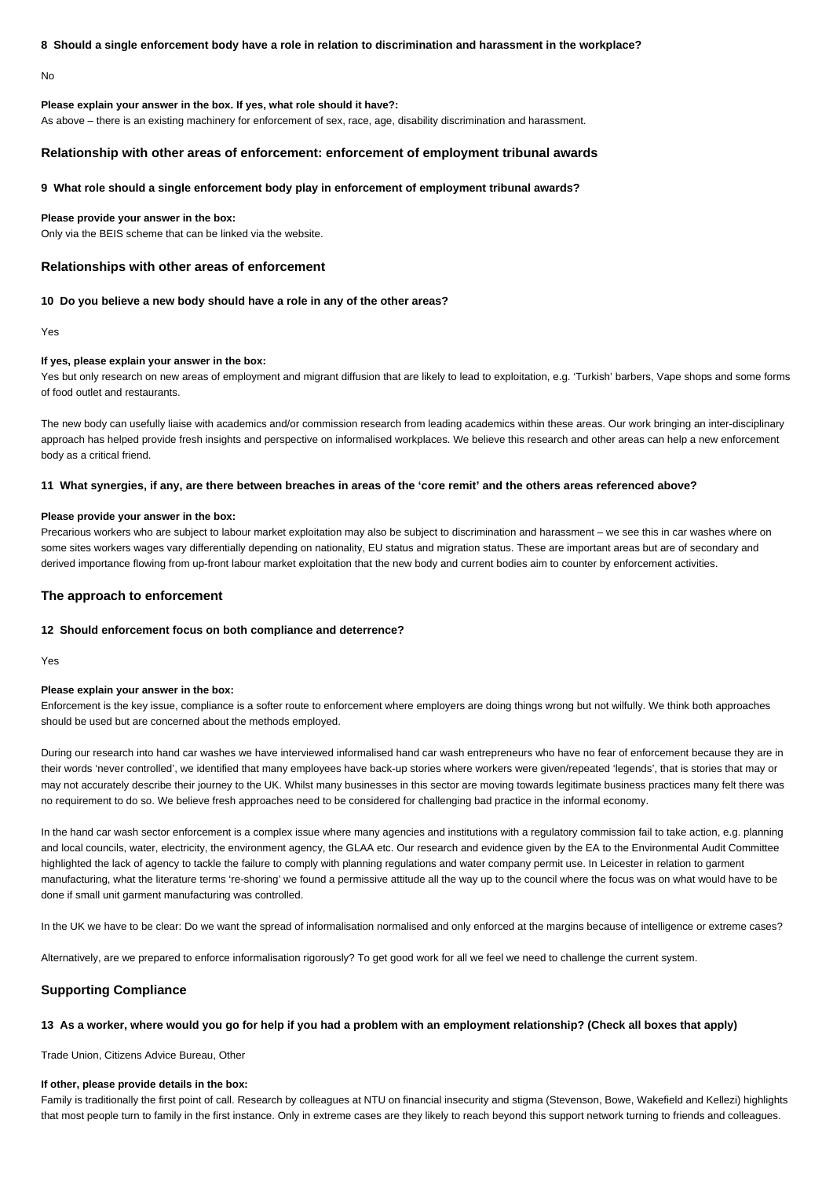**8 Should a single enforcement body have a role in relation to discrimination and harassment in the workplace?**

No

**Please explain your answer in the box. If yes, what role should it have?:**

As above – there is an existing machinery for enforcement of sex, race, age, disability discrimination and harassment.

### Relationship with other areas of enforcement: enforcement of employment tribunal awards

**9 What role should a single enforcement body play in enforcement of employment tribunal awards?**

**Please provide your answer in the box:**

Only via the BEIS scheme that can be linked via the website.

### Relationships with other areas of enforcement

**10 Do you believe a new body should have a role in any of the other areas?**

Yes

**If yes, please explain your answer in the box:**

Yes but only research on new areas of employment and migrant diffusion that are likely to lead to exploitation, e.g. 'Turkish' barbers, Vape shops and some forms of food outlet and restaurants.

The new body can usefully liaise with academics and/or commission research from leading academics within these areas. Our work bringing an inter-disciplinary approach has helped provide fresh insights and perspective on informalised workplaces. We believe this research and other areas can help a new enforcement body as a critical friend.

**11 What synergies, if any, are there between breaches in areas of the 'core remit' and the others areas referenced above?**

**Please provide your answer in the box:**

Precarious workers who are subject to labour market exploitation may also be subject to discrimination and harassment – we see this in car washes where on some sites workers wages vary differentially depending on nationality, EU status and migration status. These are important areas but are of secondary and derived importance flowing from up-front labour market exploitation that the new body and current bodies aim to counter by enforcement activities.

### The approach to enforcement

**12 Should enforcement focus on both compliance and deterrence?**

Yes

**Please explain your answer in the box:**

Enforcement is the key issue, compliance is a softer route to enforcement where employers are doing things wrong but not wilfully. We think both approaches should be used but are concerned about the methods employed.

During our research into hand car washes we have interviewed informalised hand car wash entrepreneurs who have no fear of enforcement because they are in their words 'never controlled', we identified that many employees have back-up stories where workers were given/repeated 'legends', that is stories that may or may not accurately describe their journey to the UK. Whilst many businesses in this sector are moving towards legitimate business practices many felt there was no requirement to do so. We believe fresh approaches need to be considered for challenging bad practice in the informal economy.

In the hand car wash sector enforcement is a complex issue where many agencies and institutions with a regulatory commission fail to take action, e.g. planning and local councils, water, electricity, the environment agency, the GLAA etc. Our research and evidence given by the EA to the Environmental Audit Committee highlighted the lack of agency to tackle the failure to comply with planning regulations and water company permit use. In Leicester in relation to garment manufacturing, what the literature terms 're-shoring' we found a permissive attitude all the way up to the council where the focus was on what would have to be done if small unit garment manufacturing was controlled.

In the UK we have to be clear: Do we want the spread of informalisation normalised and only enforced at the margins because of intelligence or extreme cases?

Alternatively, are we prepared to enforce informalisation rigorously? To get good work for all we feel we need to challenge the current system.

### Supporting Compliance

**13 As a worker, where would you go for help if you had a problem with an employment relationship? (Check all boxes that apply)**

Trade Union, Citizens Advice Bureau, Other

**If other, please provide details in the box:**

Family is traditionally the first point of call. Research by colleagues at NTU on financial insecurity and stigma (Stevenson, Bowe, Wakefield and Kellezi) highlights that most people turn to family in the first instance. Only in extreme cases are they likely to reach beyond this support network turning to friends and colleagues.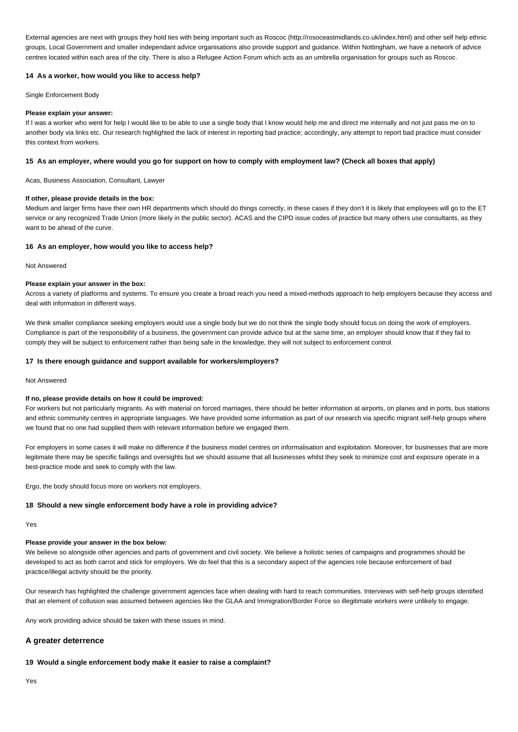External agencies are next with groups they hold ties with being important such as Roscoc (http://rosoceastmidlands.co.uk/index.html) and other self help ethnic groups, Local Government and smaller independant advice organisations also provide support and guidance. Within Nottingham, we have a network of advice centres located within each area of the city. There is also a Refugee Action Forum which acts as an umbrella organisation for groups such as Roscoc.

**14 As a worker, how would you like to access help?**

Single Enforcement Body

**Please explain your answer:**

If I was a worker who went for help I would like to be able to use a single body that I know would help me and direct me internally and not just pass me on to another body via links etc. Our research highlighted the lack of interest in reporting bad practice; accordingly, any attempt to report bad practice must consider this context from workers.

**15 As an employer, where would you go for support on how to comply with employment law? (Check all boxes that apply)**

Acas, Business Association, Consultant, Lawyer

**If other, please provide details in the box:**

Medium and larger firms have their own HR departments which should do things correctly, in these cases if they don't it is likely that employees will go to the ET service or any recognized Trade Union (more likely in the public sector). ACAS and the CIPD issue codes of practice but many others use consultants, as they want to be ahead of the curve.

**16 As an employer, how would you like to access help?**

Not Answered

**Please explain your answer in the box:**

Across a variety of platforms and systems. To ensure you create a broad reach you need a mixed-methods approach to help employers because they access and deal with information in different ways.

We think smaller compliance seeking employers would use a single body but we do not think the single body should focus on doing the work of employers. Compliance is part of the responsibility of a business, the government can provide advice but at the same time, an employer should know that if they fail to comply they will be subject to enforcement rather than being safe in the knowledge, they will not subject to enforcement control.

**17 Is there enough guidance and support available for workers/employers?**

Not Answered

**If no, please provide details on how it could be improved:**

For workers but not particularly migrants. As with material on forced marriages, there should be better information at airports, on planes and in ports, bus stations and ethnic community centres in appropriate languages. We have provided some information as part of our research via specific migrant self-help groups where we found that no one had supplied them with relevant information before we engaged them.

For employers in some cases it will make no difference if the business model centres on informalisation and exploitation. Moreover, for businesses that are more legitimate there may be specific failings and oversights but we should assume that all businesses whilst they seek to minimize cost and exposure operate in a best-practice mode and seek to comply with the law.

Ergo, the body should focus more on workers not employers.

**18 Should a new single enforcement body have a role in providing advice?**

Yes

**Please provide your answer in the box below:**

We believe so alongside other agencies and parts of government and civil society. We believe a holistic series of campaigns and programmes should be developed to act as both carrot and stick for employers. We do feel that this is a secondary aspect of the agencies role because enforcement of bad practice/illegal activity should be the priority.

Our research has highlighted the challenge government agencies face when dealing with hard to reach communities. Interviews with self-help groups identified that an element of collusion was assumed between agencies like the GLAA and Immigration/Border Force so illegitimate workers were unlikely to engage.

Any work providing advice should be taken with these issues in mind.

## A greater deterrence

**19 Would a single enforcement body make it easier to raise a complaint?**

Yes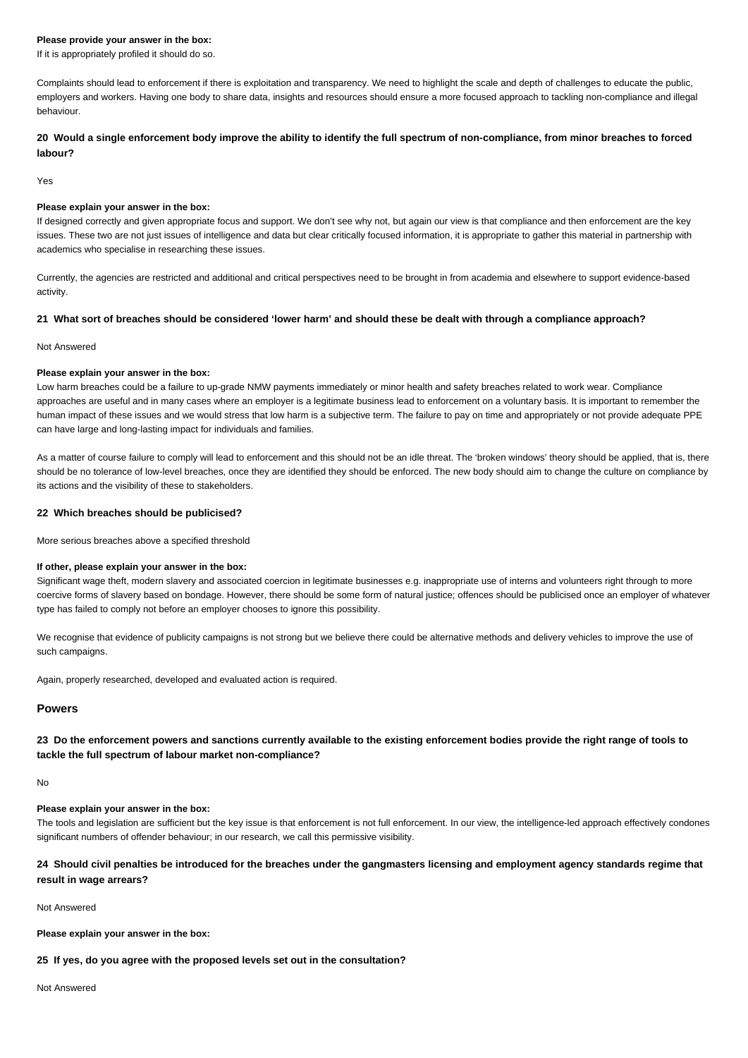**Please provide your answer in the box:**
If it is appropriately profiled it should do so.

Complaints should lead to enforcement if there is exploitation and transparency. We need to highlight the scale and depth of challenges to educate the public, employers and workers. Having one body to share data, insights and resources should ensure a more focused approach to tackling non-compliance and illegal behaviour.

### 20 Would a single enforcement body improve the ability to identify the full spectrum of non-compliance, from minor breaches to forced labour?

Yes

**Please explain your answer in the box:**
If designed correctly and given appropriate focus and support. We don't see why not, but again our view is that compliance and then enforcement are the key issues. These two are not just issues of intelligence and data but clear critically focused information, it is appropriate to gather this material in partnership with academics who specialise in researching these issues.

Currently, the agencies are restricted and additional and critical perspectives need to be brought in from academia and elsewhere to support evidence-based activity.

### 21 What sort of breaches should be considered 'lower harm' and should these be dealt with through a compliance approach?

Not Answered

**Please explain your answer in the box:**
Low harm breaches could be a failure to up-grade NMW payments immediately or minor health and safety breaches related to work wear. Compliance approaches are useful and in many cases where an employer is a legitimate business lead to enforcement on a voluntary basis. It is important to remember the human impact of these issues and we would stress that low harm is a subjective term. The failure to pay on time and appropriately or not provide adequate PPE can have large and long-lasting impact for individuals and families.

As a matter of course failure to comply will lead to enforcement and this should not be an idle threat. The 'broken windows' theory should be applied, that is, there should be no tolerance of low-level breaches, once they are identified they should be enforced. The new body should aim to change the culture on compliance by its actions and the visibility of these to stakeholders.

### 22 Which breaches should be publicised?

More serious breaches above a specified threshold

**If other, please explain your answer in the box:**
Significant wage theft, modern slavery and associated coercion in legitimate businesses e.g. inappropriate use of interns and volunteers right through to more coercive forms of slavery based on bondage. However, there should be some form of natural justice; offences should be publicised once an employer of whatever type has failed to comply not before an employer chooses to ignore this possibility.

We recognise that evidence of publicity campaigns is not strong but we believe there could be alternative methods and delivery vehicles to improve the use of such campaigns.

Again, properly researched, developed and evaluated action is required.

## Powers

### 23 Do the enforcement powers and sanctions currently available to the existing enforcement bodies provide the right range of tools to tackle the full spectrum of labour market non-compliance?

No

**Please explain your answer in the box:**
The tools and legislation are sufficient but the key issue is that enforcement is not full enforcement. In our view, the intelligence-led approach effectively condones significant numbers of offender behaviour; in our research, we call this permissive visibility.

### 24 Should civil penalties be introduced for the breaches under the gangmasters licensing and employment agency standards regime that result in wage arrears?

Not Answered

**Please explain your answer in the box:**

### 25 If yes, do you agree with the proposed levels set out in the consultation?

Not Answered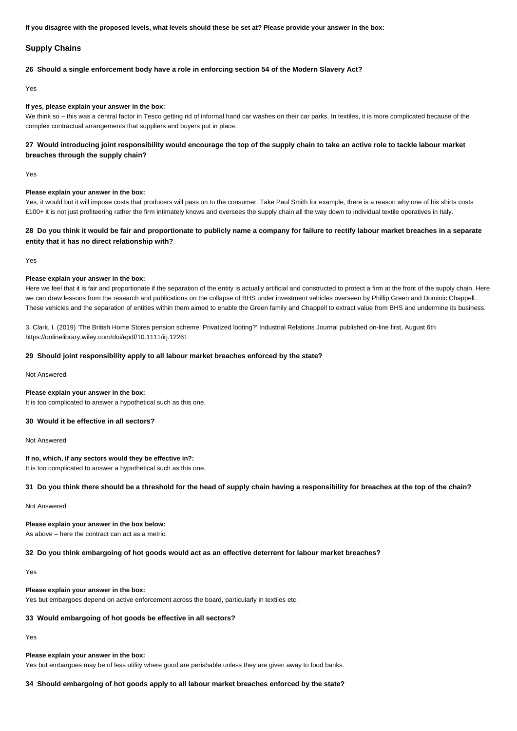**If you disagree with the proposed levels, what levels should these be set at? Please provide your answer in the box:**

## Supply Chains

**26 Should a single enforcement body have a role in enforcing section 54 of the Modern Slavery Act?**

Yes

**If yes, please explain your answer in the box:**

We think so – this was a central factor in Tesco getting rid of informal hand car washes on their car parks. In textiles, it is more complicated because of the complex contractual arrangements that suppliers and buyers put in place.

**27 Would introducing joint responsibility would encourage the top of the supply chain to take an active role to tackle labour market breaches through the supply chain?**

Yes

**Please explain your answer in the box:**

Yes, it would but it will impose costs that producers will pass on to the consumer. Take Paul Smith for example, there is a reason why one of his shirts costs £100+ it is not just profiteering rather the firm intimately knows and oversees the supply chain all the way down to individual textile operatives in Italy.

**28 Do you think it would be fair and proportionate to publicly name a company for failure to rectify labour market breaches in a separate entity that it has no direct relationship with?**

Yes

**Please explain your answer in the box:**

Here we feel that it is fair and proportionate if the separation of the entity is actually artificial and constructed to protect a firm at the front of the supply chain. Here we can draw lessons from the research and publications on the collapse of BHS under investment vehicles overseen by Phillip Green and Dominic Chappell. These vehicles and the separation of entities within them aimed to enable the Green family and Chappell to extract value from BHS and undermine its business.

3. Clark, I. (2019) 'The British Home Stores pension scheme: Privatized looting?' Industrial Relations Journal published on-line first, August 6th https://onlinelibrary.wiley.com/doi/epdf/10.1111/irj.12261

**29 Should joint responsibility apply to all labour market breaches enforced by the state?**

Not Answered

**Please explain your answer in the box:**

It is too complicated to answer a hypothetical such as this one.

**30 Would it be effective in all sectors?**

Not Answered

**If no, which, if any sectors would they be effective in?:**

It is too complicated to answer a hypothetical such as this one.

**31 Do you think there should be a threshold for the head of supply chain having a responsibility for breaches at the top of the chain?**

Not Answered

**Please explain your answer in the box below:**

As above – here the contract can act as a metric.

**32 Do you think embargoing of hot goods would act as an effective deterrent for labour market breaches?**

Yes

**Please explain your answer in the box:**

Yes but embargoes depend on active enforcement across the board, particularly in textiles etc.

**33 Would embargoing of hot goods be effective in all sectors?**

Yes

**Please explain your answer in the box:**

Yes but embargoes may be of less utility where good are perishable unless they are given away to food banks.

**34 Should embargoing of hot goods apply to all labour market breaches enforced by the state?**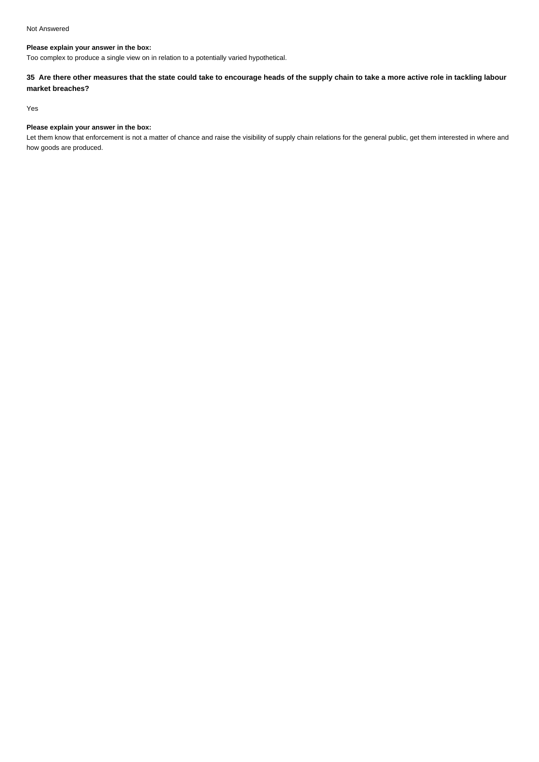Not Answered

**Please explain your answer in the box:**

Too complex to produce a single view on in relation to a potentially varied hypothetical.

**35 Are there other measures that the state could take to encourage heads of the supply chain to take a more active role in tackling labour market breaches?**

Yes

**Please explain your answer in the box:**

Let them know that enforcement is not a matter of chance and raise the visibility of supply chain relations for the general public, get them interested in where and how goods are produced.